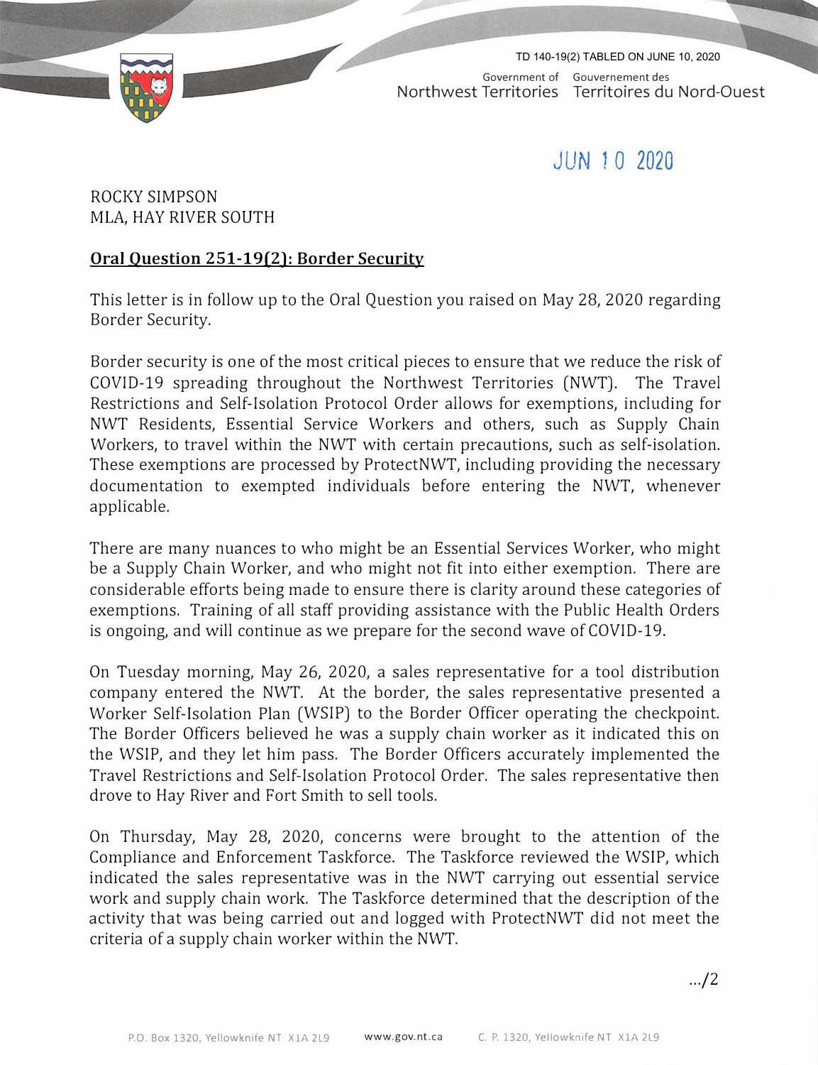TD 140-19(2) TABLED ON JUNE 10, 2020

Government of Northwest Territories | Gouvernement des Territoires du Nord-Ouest

JUN 10 2020

ROCKY SIMPSON
MLA, HAY RIVER SOUTH

**Oral Question 251-19(2): Border Security**

This letter is in follow up to the Oral Question you raised on May 28, 2020 regarding Border Security.

Border security is one of the most critical pieces to ensure that we reduce the risk of COVID-19 spreading throughout the Northwest Territories (NWT). The Travel Restrictions and Self-Isolation Protocol Order allows for exemptions, including for NWT Residents, Essential Service Workers and others, such as Supply Chain Workers, to travel within the NWT with certain precautions, such as self-isolation. These exemptions are processed by ProtectNWT, including providing the necessary documentation to exempted individuals before entering the NWT, whenever applicable.

There are many nuances to who might be an Essential Services Worker, who might be a Supply Chain Worker, and who might not fit into either exemption. There are considerable efforts being made to ensure there is clarity around these categories of exemptions. Training of all staff providing assistance with the Public Health Orders is ongoing, and will continue as we prepare for the second wave of COVID-19.

On Tuesday morning, May 26, 2020, a sales representative for a tool distribution company entered the NWT. At the border, the sales representative presented a Worker Self-Isolation Plan (WSIP) to the Border Officer operating the checkpoint. The Border Officers believed he was a supply chain worker as it indicated this on the WSIP, and they let him pass. The Border Officers accurately implemented the Travel Restrictions and Self-Isolation Protocol Order. The sales representative then drove to Hay River and Fort Smith to sell tools.

On Thursday, May 28, 2020, concerns were brought to the attention of the Compliance and Enforcement Taskforce. The Taskforce reviewed the WSIP, which indicated the sales representative was in the NWT carrying out essential service work and supply chain work. The Taskforce determined that the description of the activity that was being carried out and logged with ProtectNWT did not meet the criteria of a supply chain worker within the NWT.

.../2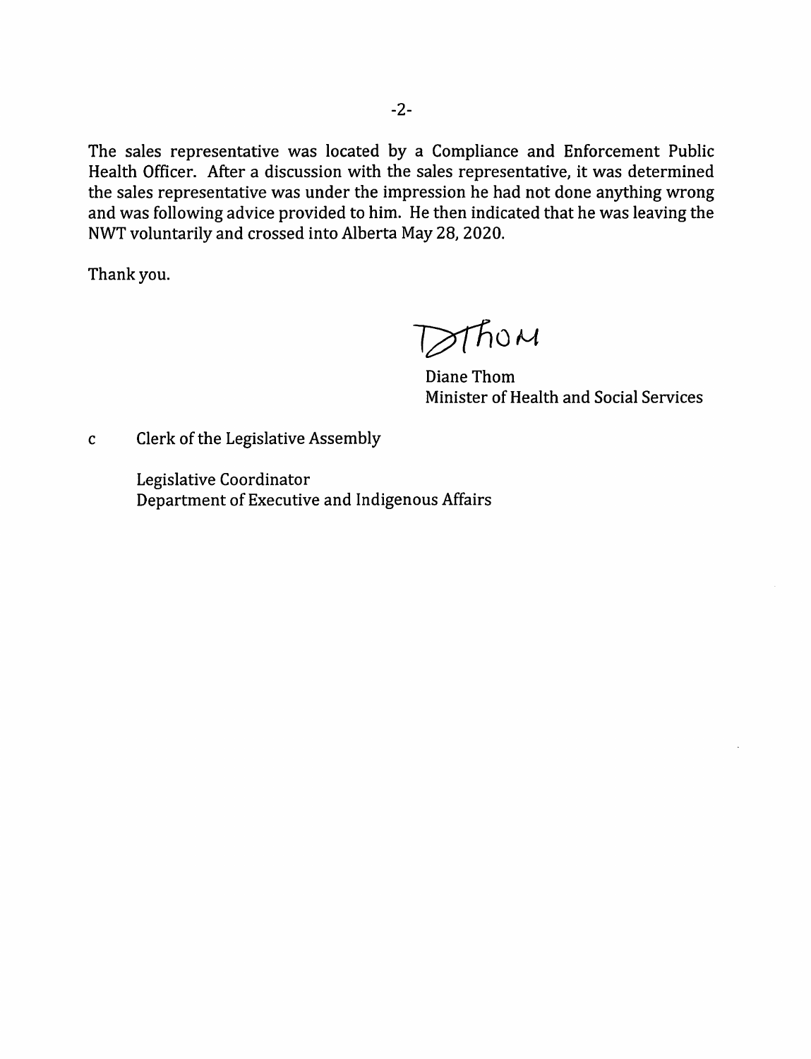The sales representative was located by a Compliance and Enforcement Public Health Officer. After a discussion with the sales representative, it was determined the sales representative was under the impression he had not done anything wrong and was following advice provided to him. He then indicated that he was leaving the NWT voluntarily and crossed into Alberta May 28, 2020.

Thank you.

DThom

Diane Thom
Minister of Health and Social Services

c Clerk of the Legislative Assembly

Legislative Coordinator
Department of Executive and Indigenous Affairs